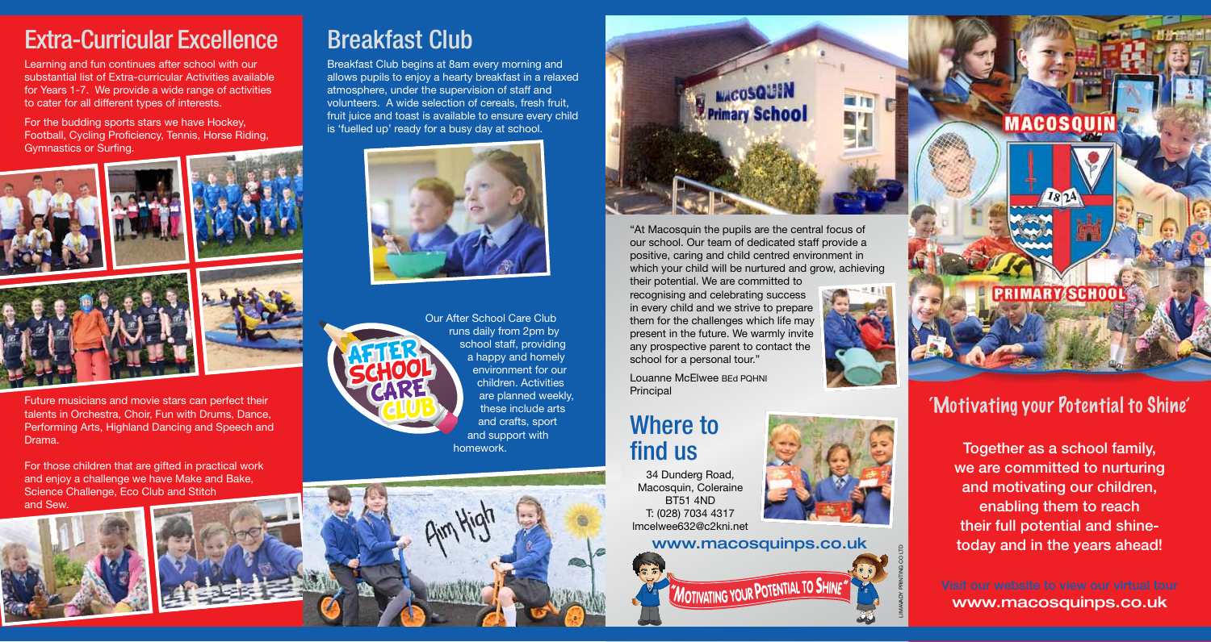## Extra-Curricular Excellence

Learning and fun continues after school with our substantial list of Extra-curricular Activities available for Years 1-7. We provide a wide range of activities to cater for all different types of interests.

For the budding sports stars we have Hockey, Football, Cycling Proficiency, Tennis, Horse Riding, Gymnastics or Surfing.

Future musicians and movie stars can perfect their talents in Orchestra, Choir, Fun with Drums, Dance, Performing Arts, Highland Dancing and Speech and Drama.

For those children that are gifted in practical work and enjoy a challenge we have Make and Bake, Science Challenge, Eco Club and Stitch and Sew.

## Breakfast Club

Breakfast Club begins at 8am every morning and allows pupils to enjoy a hearty breakfast in a relaxed atmosphere, under the supervision of staff and volunteers. A wide selection of cereals, fresh fruit, fruit juice and toast is available to ensure every child is 'fuelled up' ready for a busy day at school.

AFTER SCHOOL CARE CLUB

Our After School Care Club runs daily from 2pm by school staff, providing a happy and homely environment for our children. Activities are planned weekly, these include arts and crafts, sport and support with homework.

"At Macosquin the pupils are the central focus of our school. Our team of dedicated staff provide a positive, caring and child centred environment in which your child will be nurtured and grow, achieving their potential. We are committed to recognising and celebrating success in every child and we strive to prepare them for the challenges which life may present in the future. We warmly invite any prospective parent to contact the school for a personal tour."

Louanne McElwee BEd PQHNI
Principal

## Where to find us

34 Dunderg Road,
Macosquin, Coleraine
BT51 4ND
T: (028) 7034 4317
lmcelwee632@c2kni.net

**www.macosquinps.co.uk**

"MOTIVATING YOUR POTENTIAL TO SHINE"

LIMAVADY PRINTING CO LTD

# MACOSQUIN PRIMARY SCHOOL

## 'Motivating your Potential to Shine'

**Together as a school family, we are committed to nurturing and motivating our children, enabling them to reach their full potential and shine-today and in the years ahead!**

Visit our website to view our virtual tour
**www.macosquinps.co.uk**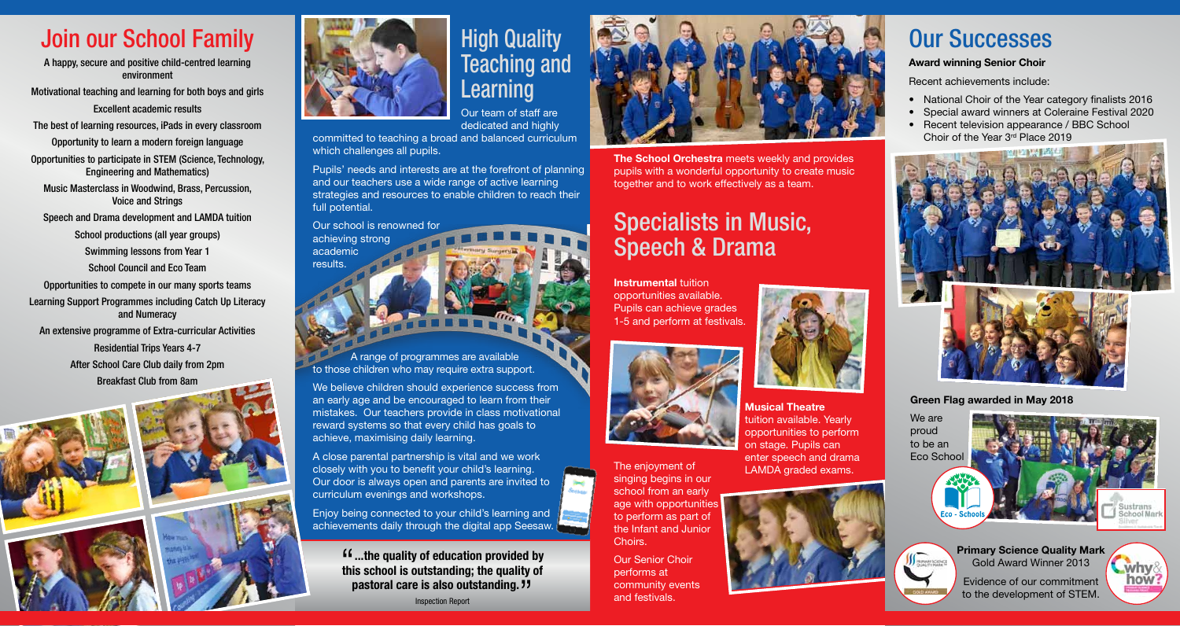# Join our School Family

A happy, secure and positive child-centred learning environment

Motivational teaching and learning for both boys and girls

Excellent academic results

The best of learning resources, iPads in every classroom

Opportunity to learn a modern foreign language

Opportunities to participate in STEM (Science, Technology, Engineering and Mathematics)

Music Masterclass in Woodwind, Brass, Percussion, Voice and Strings

Speech and Drama development and LAMDA tuition

School productions (all year groups)

Swimming lessons from Year 1

School Council and Eco Team

Opportunities to compete in our many sports teams

Learning Support Programmes including Catch Up Literacy and Numeracy

An extensive programme of Extra-curricular Activities

Residential Trips Years 4-7

After School Care Club daily from 2pm

Breakfast Club from 8am

# High Quality Teaching and Learning

Our team of staff are dedicated and highly committed to teaching a broad and balanced curriculum which challenges all pupils.

Pupils' needs and interests are at the forefront of planning and our teachers use a wide range of active learning strategies and resources to enable children to reach their full potential.

Our school is renowned for achieving strong academic results.

A range of programmes are available to those children who may require extra support.

We believe children should experience success from an early age and be encouraged to learn from their mistakes. Our teachers provide in class motivational reward systems so that every child has goals to achieve, maximising daily learning.

A close parental partnership is vital and we work closely with you to benefit your child's learning. Our door is always open and parents are invited to curriculum evenings and workshops.

Enjoy being connected to your child's learning and achievements daily through the digital app Seesaw.

> **"...the quality of education provided by this school is outstanding; the quality of pastoral care is also outstanding."**
>
> Inspection Report

**The School Orchestra** meets weekly and provides pupils with a wonderful opportunity to create music together and to work effectively as a team.

# Specialists in Music, Speech & Drama

**Instrumental** tuition opportunities available. Pupils can achieve grades 1-5 and perform at festivals.

**Musical Theatre** tuition available. Yearly opportunities to perform on stage. Pupils can enter speech and drama LAMDA graded exams.

The enjoyment of singing begins in our school from an early age with opportunities to perform as part of the Infant and Junior Choirs.

Our Senior Choir performs at community events and festivals.

# Our Successes

**Award winning Senior Choir**

Recent achievements include:

- National Choir of the Year category finalists 2016
- Special award winners at Coleraine Festival 2020
- Recent television appearance / BBC School Choir of the Year 3rd Place 2019

**Green Flag awarded in May 2018**

We are proud to be an Eco School

**Primary Science Quality Mark**
Gold Award Winner 2013

Evidence of our commitment to the development of STEM.